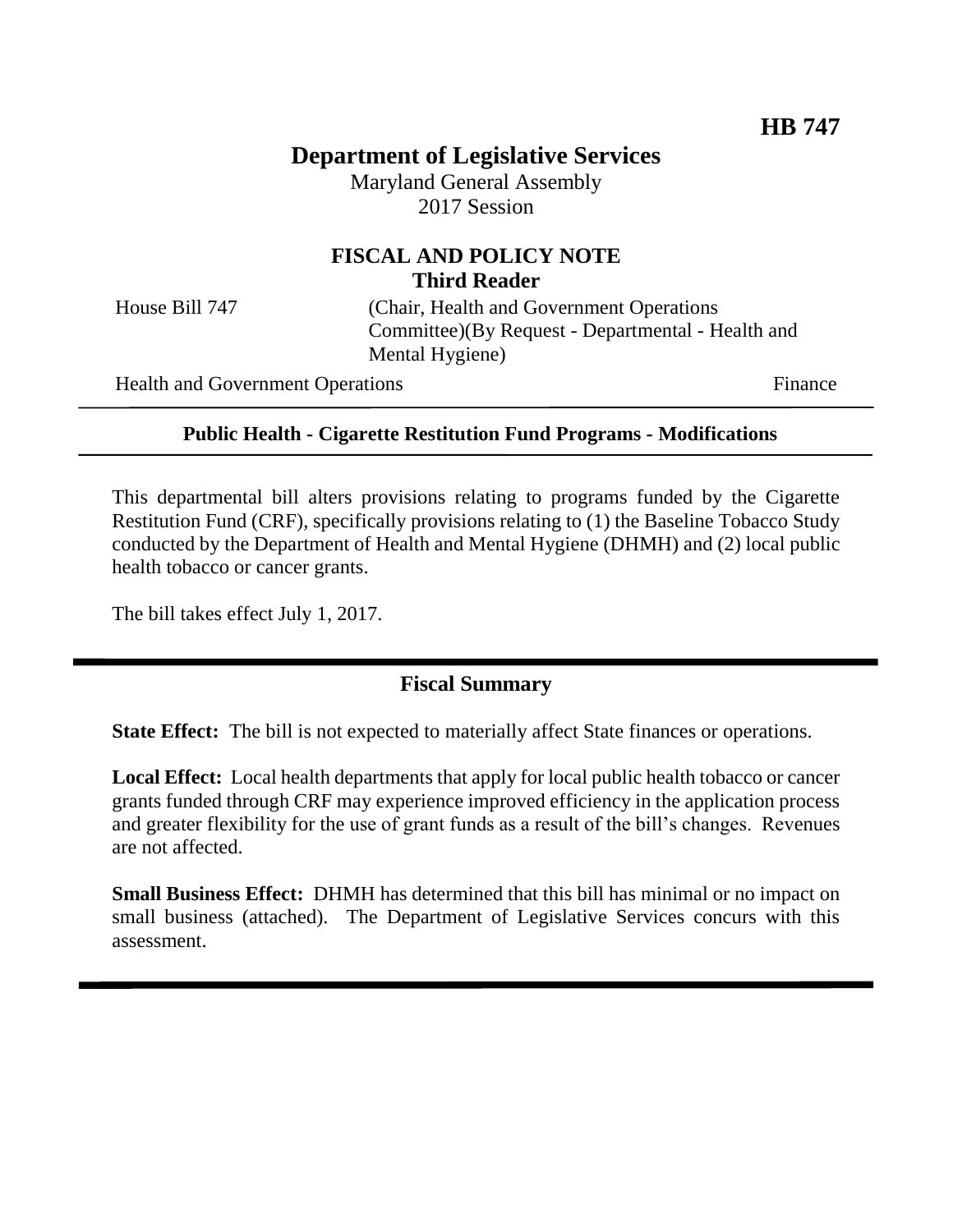**HB 747**

# Department of Legislative Services

Maryland General Assembly
2017 Session

## FISCAL AND POLICY NOTE
**Third Reader**

House Bill 747 (Chair, Health and Government Operations Committee)(By Request - Departmental - Health and Mental Hygiene)

Health and Government Operations Finance

---

**Public Health - Cigarette Restitution Fund Programs - Modifications**

---

This departmental bill alters provisions relating to programs funded by the Cigarette Restitution Fund (CRF), specifically provisions relating to (1) the Baseline Tobacco Study conducted by the Department of Health and Mental Hygiene (DHMH) and (2) local public health tobacco or cancer grants.

The bill takes effect July 1, 2017.

---

## Fiscal Summary

**State Effect:** The bill is not expected to materially affect State finances or operations.

**Local Effect:** Local health departments that apply for local public health tobacco or cancer grants funded through CRF may experience improved efficiency in the application process and greater flexibility for the use of grant funds as a result of the bill's changes. Revenues are not affected.

**Small Business Effect:** DHMH has determined that this bill has minimal or no impact on small business (attached). The Department of Legislative Services concurs with this assessment.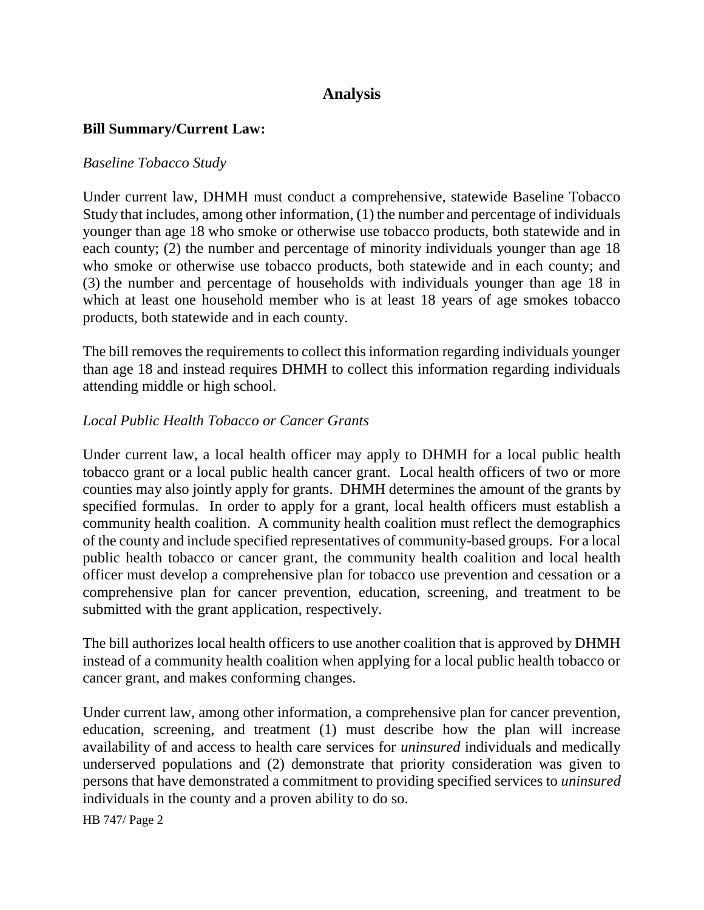# Analysis

**Bill Summary/Current Law:**

*Baseline Tobacco Study*

Under current law, DHMH must conduct a comprehensive, statewide Baseline Tobacco Study that includes, among other information, (1) the number and percentage of individuals younger than age 18 who smoke or otherwise use tobacco products, both statewide and in each county; (2) the number and percentage of minority individuals younger than age 18 who smoke or otherwise use tobacco products, both statewide and in each county; and (3) the number and percentage of households with individuals younger than age 18 in which at least one household member who is at least 18 years of age smokes tobacco products, both statewide and in each county.

The bill removes the requirements to collect this information regarding individuals younger than age 18 and instead requires DHMH to collect this information regarding individuals attending middle or high school.

*Local Public Health Tobacco or Cancer Grants*

Under current law, a local health officer may apply to DHMH for a local public health tobacco grant or a local public health cancer grant. Local health officers of two or more counties may also jointly apply for grants. DHMH determines the amount of the grants by specified formulas. In order to apply for a grant, local health officers must establish a community health coalition. A community health coalition must reflect the demographics of the county and include specified representatives of community-based groups. For a local public health tobacco or cancer grant, the community health coalition and local health officer must develop a comprehensive plan for tobacco use prevention and cessation or a comprehensive plan for cancer prevention, education, screening, and treatment to be submitted with the grant application, respectively.

The bill authorizes local health officers to use another coalition that is approved by DHMH instead of a community health coalition when applying for a local public health tobacco or cancer grant, and makes conforming changes.

Under current law, among other information, a comprehensive plan for cancer prevention, education, screening, and treatment (1) must describe how the plan will increase availability of and access to health care services for *uninsured* individuals and medically underserved populations and (2) demonstrate that priority consideration was given to persons that have demonstrated a commitment to providing specified services to *uninsured* individuals in the county and a proven ability to do so.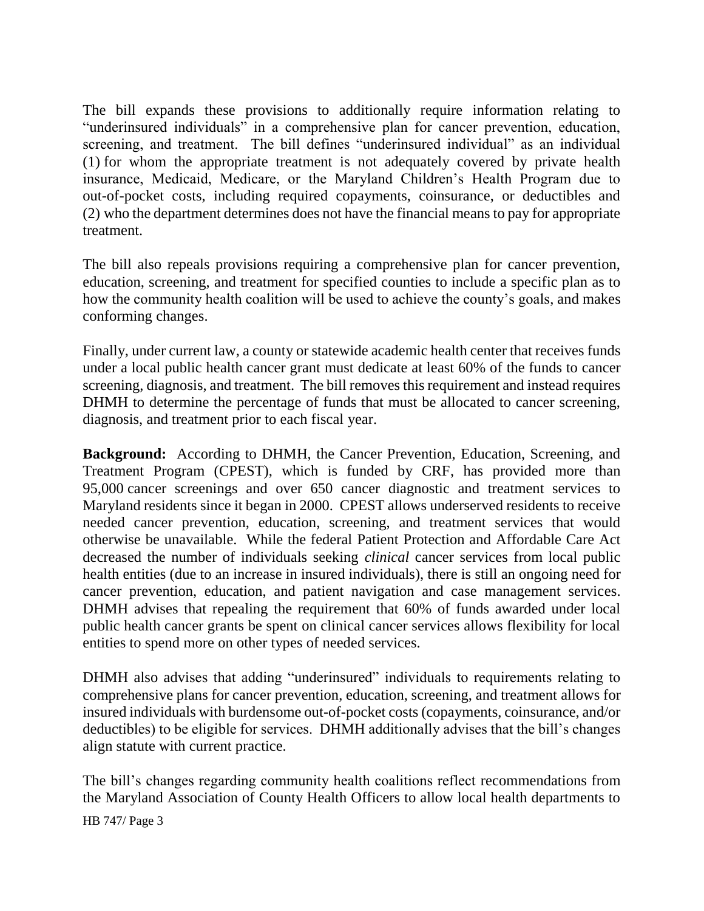The bill expands these provisions to additionally require information relating to "underinsured individuals" in a comprehensive plan for cancer prevention, education, screening, and treatment. The bill defines "underinsured individual" as an individual (1) for whom the appropriate treatment is not adequately covered by private health insurance, Medicaid, Medicare, or the Maryland Children's Health Program due to out-of-pocket costs, including required copayments, coinsurance, or deductibles and (2) who the department determines does not have the financial means to pay for appropriate treatment.

The bill also repeals provisions requiring a comprehensive plan for cancer prevention, education, screening, and treatment for specified counties to include a specific plan as to how the community health coalition will be used to achieve the county's goals, and makes conforming changes.

Finally, under current law, a county or statewide academic health center that receives funds under a local public health cancer grant must dedicate at least 60% of the funds to cancer screening, diagnosis, and treatment. The bill removes this requirement and instead requires DHMH to determine the percentage of funds that must be allocated to cancer screening, diagnosis, and treatment prior to each fiscal year.

**Background:** According to DHMH, the Cancer Prevention, Education, Screening, and Treatment Program (CPEST), which is funded by CRF, has provided more than 95,000 cancer screenings and over 650 cancer diagnostic and treatment services to Maryland residents since it began in 2000. CPEST allows underserved residents to receive needed cancer prevention, education, screening, and treatment services that would otherwise be unavailable. While the federal Patient Protection and Affordable Care Act decreased the number of individuals seeking *clinical* cancer services from local public health entities (due to an increase in insured individuals), there is still an ongoing need for cancer prevention, education, and patient navigation and case management services. DHMH advises that repealing the requirement that 60% of funds awarded under local public health cancer grants be spent on clinical cancer services allows flexibility for local entities to spend more on other types of needed services.

DHMH also advises that adding "underinsured" individuals to requirements relating to comprehensive plans for cancer prevention, education, screening, and treatment allows for insured individuals with burdensome out-of-pocket costs (copayments, coinsurance, and/or deductibles) to be eligible for services. DHMH additionally advises that the bill's changes align statute with current practice.

The bill's changes regarding community health coalitions reflect recommendations from the Maryland Association of County Health Officers to allow local health departments to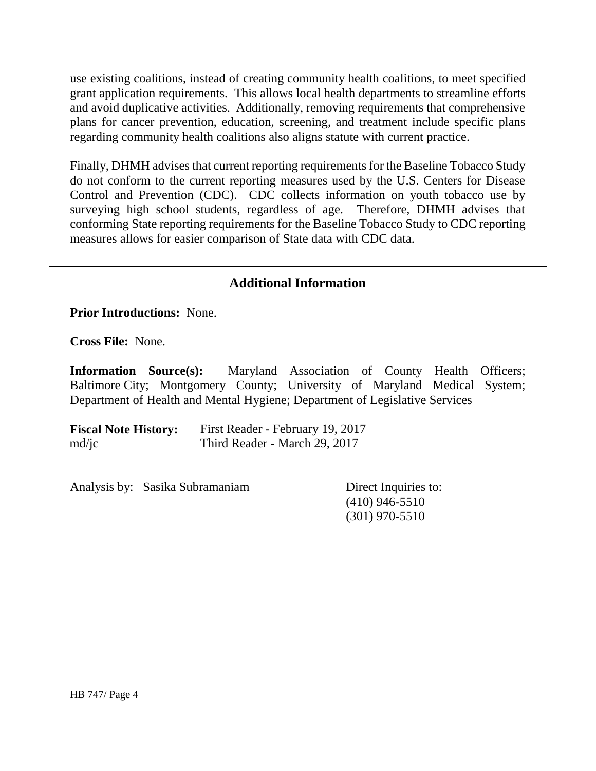use existing coalitions, instead of creating community health coalitions, to meet specified grant application requirements. This allows local health departments to streamline efforts and avoid duplicative activities. Additionally, removing requirements that comprehensive plans for cancer prevention, education, screening, and treatment include specific plans regarding community health coalitions also aligns statute with current practice.

Finally, DHMH advises that current reporting requirements for the Baseline Tobacco Study do not conform to the current reporting measures used by the U.S. Centers for Disease Control and Prevention (CDC). CDC collects information on youth tobacco use by surveying high school students, regardless of age. Therefore, DHMH advises that conforming State reporting requirements for the Baseline Tobacco Study to CDC reporting measures allows for easier comparison of State data with CDC data.

---

## Additional Information

**Prior Introductions:** None.

**Cross File:** None.

**Information Source(s):** Maryland Association of County Health Officers; Baltimore City; Montgomery County; University of Maryland Medical System; Department of Health and Mental Hygiene; Department of Legislative Services

**Fiscal Note History:** First Reader - February 19, 2017
md/jc Third Reader - March 29, 2017

---

Analysis by: Sasika Subramaniam

Direct Inquiries to:
(410) 946-5510
(301) 970-5510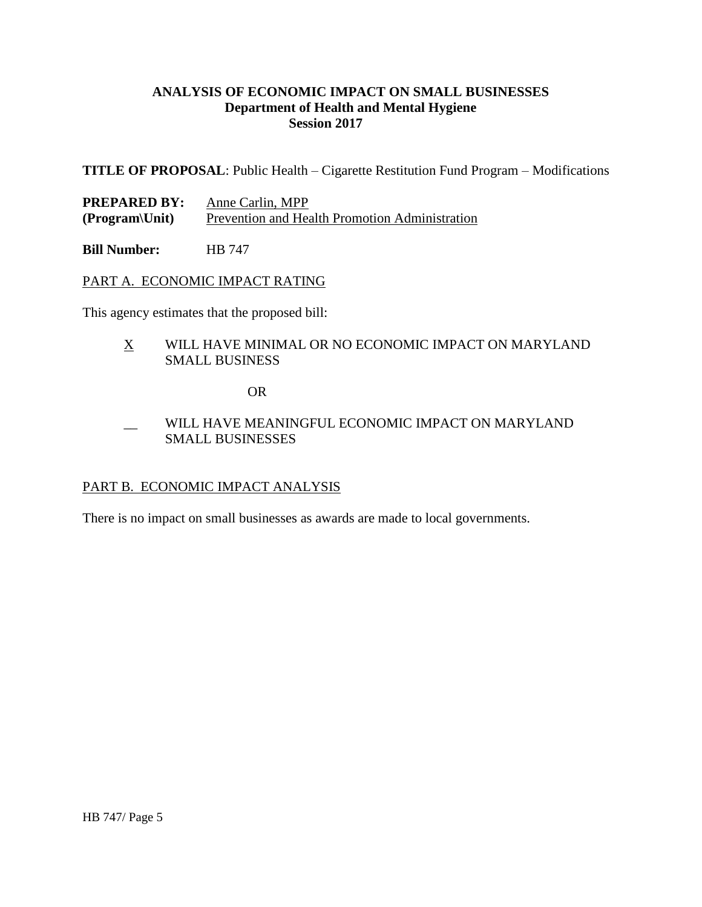**ANALYSIS OF ECONOMIC IMPACT ON SMALL BUSINESSES**
**Department of Health and Mental Hygiene**
**Session 2017**

**TITLE OF PROPOSAL**: Public Health – Cigarette Restitution Fund Program – Modifications

**PREPARED BY:** Anne Carlin, MPP
**(Program\Unit)** Prevention and Health Promotion Administration

**Bill Number:** HB 747

PART A. ECONOMIC IMPACT RATING

This agency estimates that the proposed bill:

X WILL HAVE MINIMAL OR NO ECONOMIC IMPACT ON MARYLAND SMALL BUSINESS

OR

__ WILL HAVE MEANINGFUL ECONOMIC IMPACT ON MARYLAND SMALL BUSINESSES

PART B. ECONOMIC IMPACT ANALYSIS

There is no impact on small businesses as awards are made to local governments.